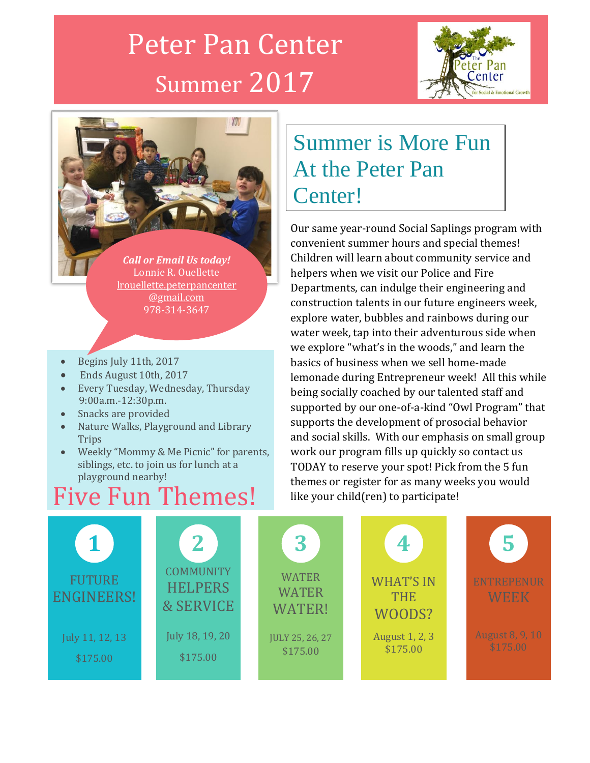# Peter Pan Center Summer 2017

The Peter Pan Center for Social & Emotional Growth

***Call or Email Us today!***
Lonnie R. Ouellette
lrouellette.peterpancenter@gmail.com
978-314-3647

- Begins July 11th, 2017
- Ends August 10th, 2017
- Every Tuesday, Wednesday, Thursday 9:00a.m.-12:30p.m.
- Snacks are provided
- Nature Walks, Playground and Library Trips
- Weekly "Mommy & Me Picnic" for parents, siblings, etc. to join us for lunch at a playground nearby!

## Summer is More Fun At the Peter Pan Center!

Our same year-round Social Saplings program with convenient summer hours and special themes! Children will learn about community service and helpers when we visit our Police and Fire Departments, can indulge their engineering and construction talents in our future engineers week, explore water, bubbles and rainbows during our water week, tap into their adventurous side when we explore "what's in the woods," and learn the basics of business when we sell home-made lemonade during Entrepreneur week! All this while being socially coached by our talented staff and supported by our one-of-a-kind "Owl Program" that supports the development of prosocial behavior and social skills. With our emphasis on small group work our program fills up quickly so contact us TODAY to reserve your spot! Pick from the 5 fun themes or register for as many weeks you would like your child(ren) to participate!

## Five Fun Themes!

**1 — FUTURE ENGINEERS!**
July 11, 12, 13
$175.00

**2 — COMMUNITY HELPERS & SERVICE**
July 18, 19, 20
$175.00

**3 — WATER WATER WATER!**
JULY 25, 26, 27
$175.00

**4 — WHAT'S IN THE WOODS?**
August 1, 2, 3
$175.00

**5 — ENTREPENUR WEEK**
August 8, 9, 10
$175.00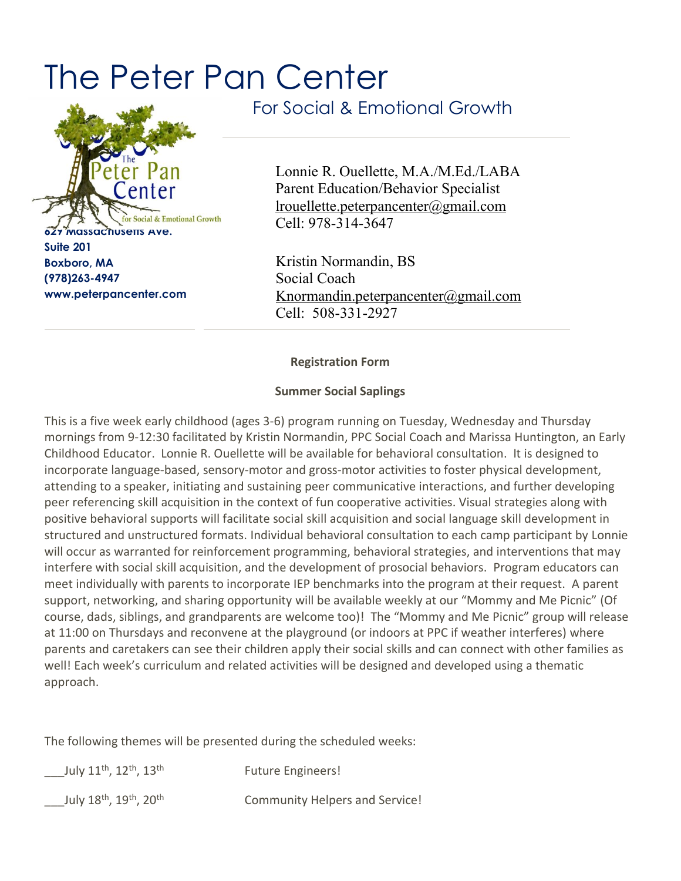# The Peter Pan Center

For Social & Emotional Growth

627 Massachusetts Ave.
Suite 201
Boxboro, MA
(978)263-4947
www.peterpancenter.com

Lonnie R. Ouellette, M.A./M.Ed./LABA
Parent Education/Behavior Specialist
lrouellette.peterpancenter@gmail.com
Cell: 978-314-3647

Kristin Normandin, BS
Social Coach
Knormandin.peterpancenter@gmail.com
Cell: 508-331-2927

**Registration Form**

**Summer Social Saplings**

This is a five week early childhood (ages 3-6) program running on Tuesday, Wednesday and Thursday mornings from 9-12:30 facilitated by Kristin Normandin, PPC Social Coach and Marissa Huntington, an Early Childhood Educator. Lonnie R. Ouellette will be available for behavioral consultation. It is designed to incorporate language-based, sensory-motor and gross-motor activities to foster physical development, attending to a speaker, initiating and sustaining peer communicative interactions, and further developing peer referencing skill acquisition in the context of fun cooperative activities. Visual strategies along with positive behavioral supports will facilitate social skill acquisition and social language skill development in structured and unstructured formats. Individual behavioral consultation to each camp participant by Lonnie will occur as warranted for reinforcement programming, behavioral strategies, and interventions that may interfere with social skill acquisition, and the development of prosocial behaviors. Program educators can meet individually with parents to incorporate IEP benchmarks into the program at their request. A parent support, networking, and sharing opportunity will be available weekly at our "Mommy and Me Picnic" (Of course, dads, siblings, and grandparents are welcome too)! The "Mommy and Me Picnic" group will release at 11:00 on Thursdays and reconvene at the playground (or indoors at PPC if weather interferes) where parents and caretakers can see their children apply their social skills and can connect with other families as well! Each week's curriculum and related activities will be designed and developed using a thematic approach.

The following themes will be presented during the scheduled weeks:

___July 11th, 12th, 13th Future Engineers!

___July 18th, 19th, 20th Community Helpers and Service!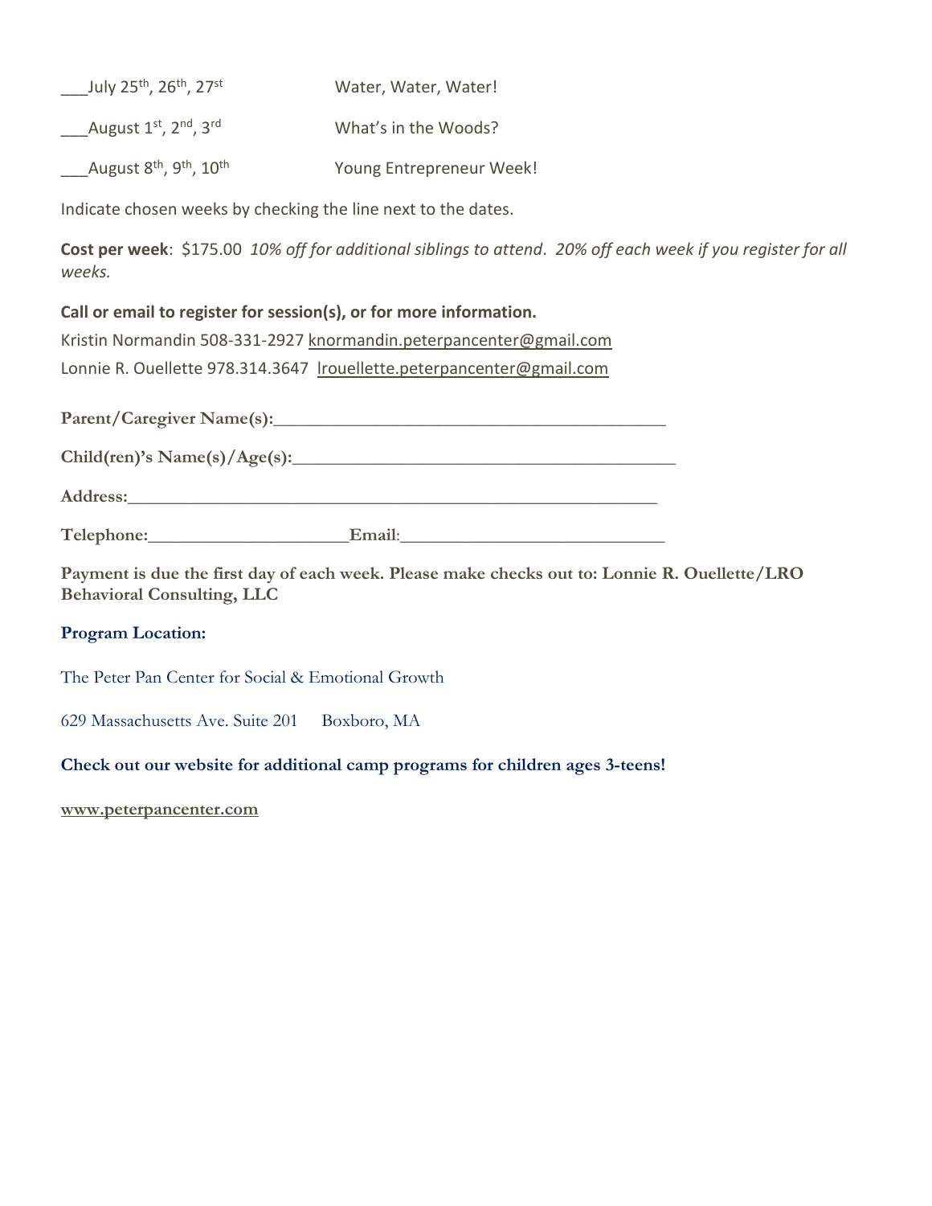___July 25th, 26th, 27st Water, Water, Water!

___August 1st, 2nd, 3rd What's in the Woods?

___August 8th, 9th, 10th Young Entrepreneur Week!

Indicate chosen weeks by checking the line next to the dates.

**Cost per week**: $175.00 *10% off for additional siblings to attend. 20% off each week if you register for all weeks.*

**Call or email to register for session(s), or for more information.**

Kristin Normandin 508-331-2927 knormandin.peterpancenter@gmail.com

Lonnie R. Ouellette 978.314.3647 lrouellette.peterpancenter@gmail.com

**Parent/Caregiver Name(s):**___________________________________________

**Child(ren)'s Name(s)/Age(s):**___________________________________________

**Address:**___________________________________________________________

**Telephone:**______________________**Email**:____________________________

**Payment is due the first day of each week. Please make checks out to: Lonnie R. Ouellette/LRO Behavioral Consulting, LLC**

**Program Location:**

The Peter Pan Center for Social & Emotional Growth

629 Massachusetts Ave. Suite 201 Boxboro, MA

**Check out our website for additional camp programs for children ages 3-teens!**

**www.peterpancenter.com**